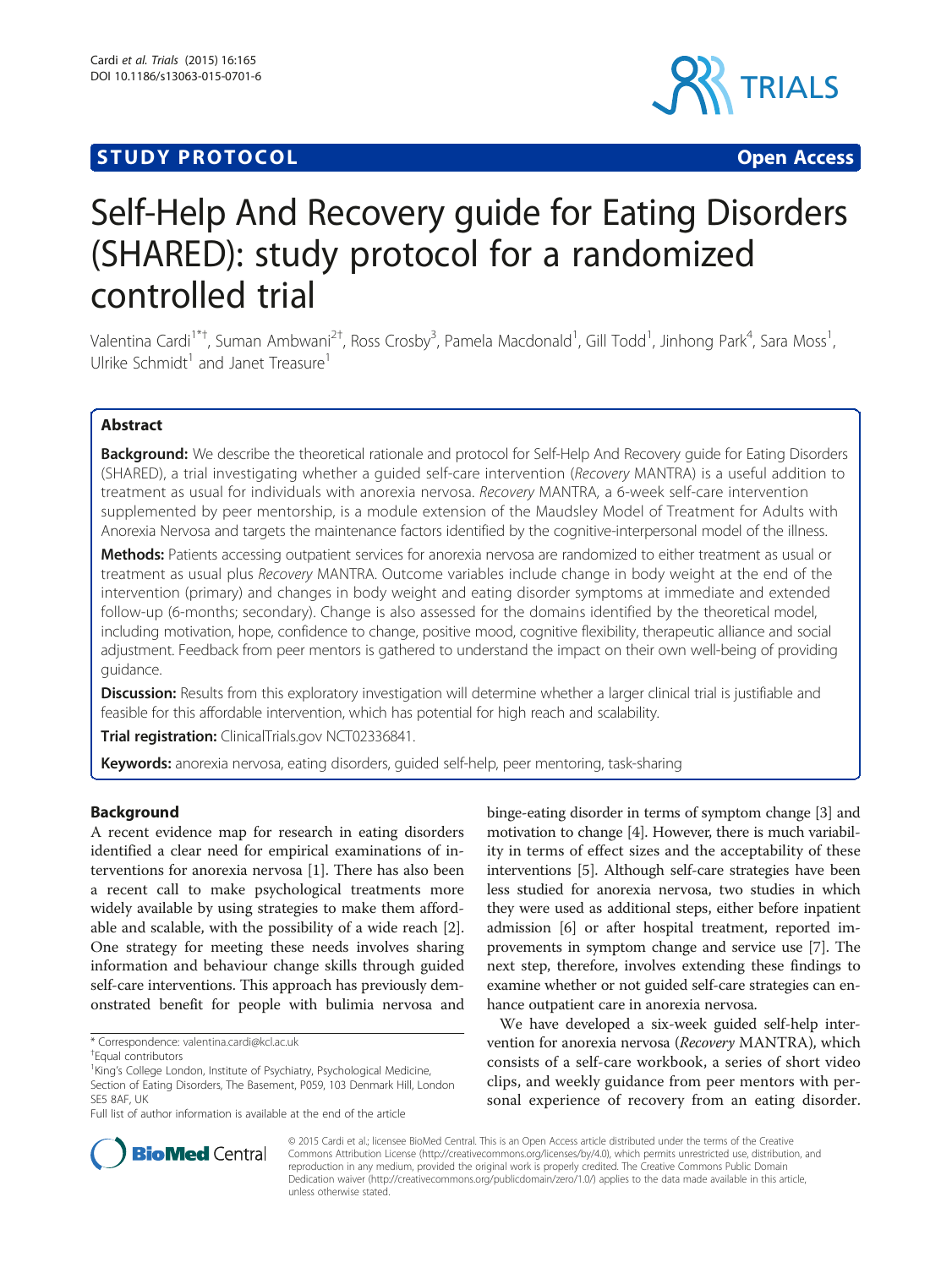**STUDY PROTOCOL** **Open Access**

# Self-Help And Recovery guide for Eating Disorders (SHARED): study protocol for a randomized controlled trial

Valentina Cardi[1*†], Suman Ambwani[2†], Ross Crosby[3], Pamela Macdonald[1], Gill Todd[1], Jinhong Park[4], Sara Moss[1], Ulrike Schmidt[1] and Janet Treasure[1]

## Abstract

**Background:** We describe the theoretical rationale and protocol for Self-Help And Recovery guide for Eating Disorders (SHARED), a trial investigating whether a guided self-care intervention (*Recovery* MANTRA) is a useful addition to treatment as usual for individuals with anorexia nervosa. *Recovery* MANTRA, a 6-week self-care intervention supplemented by peer mentorship, is a module extension of the Maudsley Model of Treatment for Adults with Anorexia Nervosa and targets the maintenance factors identified by the cognitive-interpersonal model of the illness.

**Methods:** Patients accessing outpatient services for anorexia nervosa are randomized to either treatment as usual or treatment as usual plus *Recovery* MANTRA. Outcome variables include change in body weight at the end of the intervention (primary) and changes in body weight and eating disorder symptoms at immediate and extended follow-up (6-months; secondary). Change is also assessed for the domains identified by the theoretical model, including motivation, hope, confidence to change, positive mood, cognitive flexibility, therapeutic alliance and social adjustment. Feedback from peer mentors is gathered to understand the impact on their own well-being of providing guidance.

**Discussion:** Results from this exploratory investigation will determine whether a larger clinical trial is justifiable and feasible for this affordable intervention, which has potential for high reach and scalability.

**Trial registration:** ClinicalTrials.gov NCT02336841.

**Keywords:** anorexia nervosa, eating disorders, guided self-help, peer mentoring, task-sharing

## Background

A recent evidence map for research in eating disorders identified a clear need for empirical examinations of interventions for anorexia nervosa [1]. There has also been a recent call to make psychological treatments more widely available by using strategies to make them affordable and scalable, with the possibility of a wide reach [2]. One strategy for meeting these needs involves sharing information and behaviour change skills through guided self-care interventions. This approach has previously demonstrated benefit for people with bulimia nervosa and binge-eating disorder in terms of symptom change [3] and motivation to change [4]. However, there is much variability in terms of effect sizes and the acceptability of these interventions [5]. Although self-care strategies have been less studied for anorexia nervosa, two studies in which they were used as additional steps, either before inpatient admission [6] or after hospital treatment, reported improvements in symptom change and service use [7]. The next step, therefore, involves extending these findings to examine whether or not guided self-care strategies can enhance outpatient care in anorexia nervosa.

We have developed a six-week guided self-help intervention for anorexia nervosa (*Recovery* MANTRA), which consists of a self-care workbook, a series of short video clips, and weekly guidance from peer mentors with personal experience of recovery from an eating disorder.

\* Correspondence: valentina.cardi@kcl.ac.uk

†Equal contributors

[1]King's College London, Institute of Psychiatry, Psychological Medicine, Section of Eating Disorders, The Basement, P059, 103 Denmark Hill, London SE5 8AF, UK

Full list of author information is available at the end of the article

© 2015 Cardi et al.; licensee BioMed Central. This is an Open Access article distributed under the terms of the Creative Commons Attribution License (http://creativecommons.org/licenses/by/4.0), which permits unrestricted use, distribution, and reproduction in any medium, provided the original work is properly credited. The Creative Commons Public Domain Dedication waiver (http://creativecommons.org/publicdomain/zero/1.0/) applies to the data made available in this article, unless otherwise stated.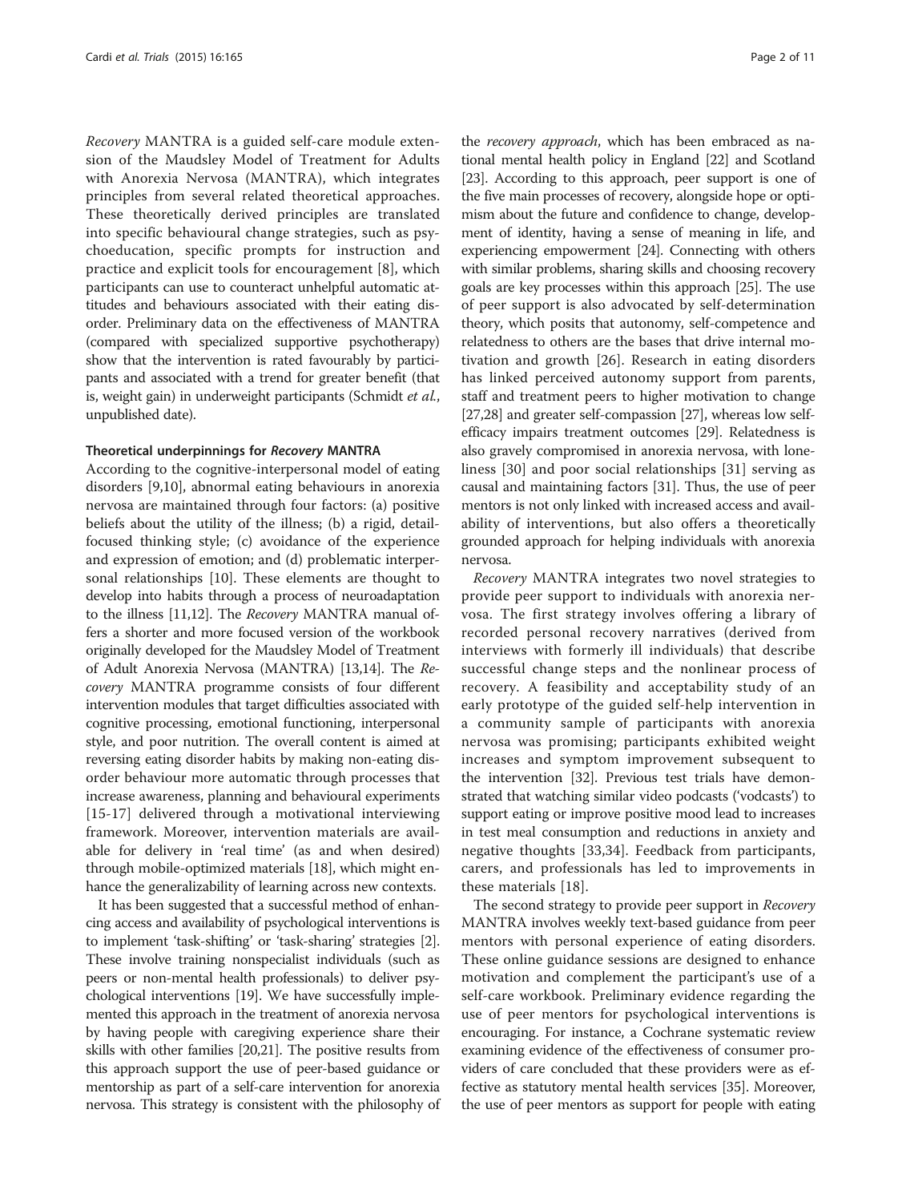*Recovery* MANTRA is a guided self-care module extension of the Maudsley Model of Treatment for Adults with Anorexia Nervosa (MANTRA), which integrates principles from several related theoretical approaches. These theoretically derived principles are translated into specific behavioural change strategies, such as psychoeducation, specific prompts for instruction and practice and explicit tools for encouragement [8], which participants can use to counteract unhelpful automatic attitudes and behaviours associated with their eating disorder. Preliminary data on the effectiveness of MANTRA (compared with specialized supportive psychotherapy) show that the intervention is rated favourably by participants and associated with a trend for greater benefit (that is, weight gain) in underweight participants (Schmidt *et al.*, unpublished date).

#### Theoretical underpinnings for *Recovery* MANTRA

According to the cognitive-interpersonal model of eating disorders [9,10], abnormal eating behaviours in anorexia nervosa are maintained through four factors: (a) positive beliefs about the utility of the illness; (b) a rigid, detail-focused thinking style; (c) avoidance of the experience and expression of emotion; and (d) problematic interpersonal relationships [10]. These elements are thought to develop into habits through a process of neuroadaptation to the illness [11,12]. The *Recovery* MANTRA manual offers a shorter and more focused version of the workbook originally developed for the Maudsley Model of Treatment of Adult Anorexia Nervosa (MANTRA) [13,14]. The *Recovery* MANTRA programme consists of four different intervention modules that target difficulties associated with cognitive processing, emotional functioning, interpersonal style, and poor nutrition. The overall content is aimed at reversing eating disorder habits by making non-eating disorder behaviour more automatic through processes that increase awareness, planning and behavioural experiments [15-17] delivered through a motivational interviewing framework. Moreover, intervention materials are available for delivery in 'real time' (as and when desired) through mobile-optimized materials [18], which might enhance the generalizability of learning across new contexts.

It has been suggested that a successful method of enhancing access and availability of psychological interventions is to implement 'task-shifting' or 'task-sharing' strategies [2]. These involve training nonspecialist individuals (such as peers or non-mental health professionals) to deliver psychological interventions [19]. We have successfully implemented this approach in the treatment of anorexia nervosa by having people with caregiving experience share their skills with other families [20,21]. The positive results from this approach support the use of peer-based guidance or mentorship as part of a self-care intervention for anorexia nervosa. This strategy is consistent with the philosophy of the *recovery approach*, which has been embraced as national mental health policy in England [22] and Scotland [23]. According to this approach, peer support is one of the five main processes of recovery, alongside hope or optimism about the future and confidence to change, development of identity, having a sense of meaning in life, and experiencing empowerment [24]. Connecting with others with similar problems, sharing skills and choosing recovery goals are key processes within this approach [25]. The use of peer support is also advocated by self-determination theory, which posits that autonomy, self-competence and relatedness to others are the bases that drive internal motivation and growth [26]. Research in eating disorders has linked perceived autonomy support from parents, staff and treatment peers to higher motivation to change [27,28] and greater self-compassion [27], whereas low self-efficacy impairs treatment outcomes [29]. Relatedness is also gravely compromised in anorexia nervosa, with loneliness [30] and poor social relationships [31] serving as causal and maintaining factors [31]. Thus, the use of peer mentors is not only linked with increased access and availability of interventions, but also offers a theoretically grounded approach for helping individuals with anorexia nervosa.

*Recovery* MANTRA integrates two novel strategies to provide peer support to individuals with anorexia nervosa. The first strategy involves offering a library of recorded personal recovery narratives (derived from interviews with formerly ill individuals) that describe successful change steps and the nonlinear process of recovery. A feasibility and acceptability study of an early prototype of the guided self-help intervention in a community sample of participants with anorexia nervosa was promising; participants exhibited weight increases and symptom improvement subsequent to the intervention [32]. Previous test trials have demonstrated that watching similar video podcasts ('vodcasts') to support eating or improve positive mood lead to increases in test meal consumption and reductions in anxiety and negative thoughts [33,34]. Feedback from participants, carers, and professionals has led to improvements in these materials [18].

The second strategy to provide peer support in *Recovery* MANTRA involves weekly text-based guidance from peer mentors with personal experience of eating disorders. These online guidance sessions are designed to enhance motivation and complement the participant's use of a self-care workbook. Preliminary evidence regarding the use of peer mentors for psychological interventions is encouraging. For instance, a Cochrane systematic review examining evidence of the effectiveness of consumer providers of care concluded that these providers were as effective as statutory mental health services [35]. Moreover, the use of peer mentors as support for people with eating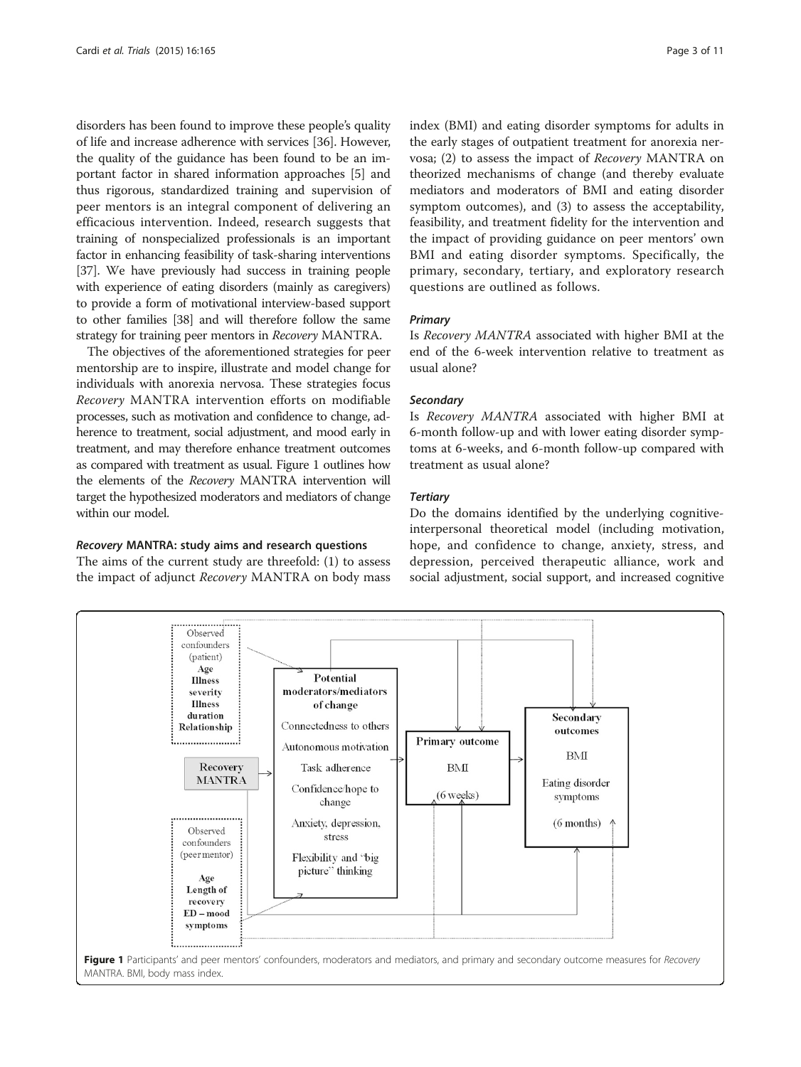disorders has been found to improve these people's quality of life and increase adherence with services [36]. However, the quality of the guidance has been found to be an important factor in shared information approaches [5] and thus rigorous, standardized training and supervision of peer mentors is an integral component of delivering an efficacious intervention. Indeed, research suggests that training of nonspecialized professionals is an important factor in enhancing feasibility of task-sharing interventions [37]. We have previously had success in training people with experience of eating disorders (mainly as caregivers) to provide a form of motivational interview-based support to other families [38] and will therefore follow the same strategy for training peer mentors in *Recovery* MANTRA.

The objectives of the aforementioned strategies for peer mentorship are to inspire, illustrate and model change for individuals with anorexia nervosa. These strategies focus *Recovery* MANTRA intervention efforts on modifiable processes, such as motivation and confidence to change, adherence to treatment, social adjustment, and mood early in treatment, and may therefore enhance treatment outcomes as compared with treatment as usual. Figure 1 outlines how the elements of the *Recovery* MANTRA intervention will target the hypothesized moderators and mediators of change within our model.

### *Recovery* MANTRA: study aims and research questions

The aims of the current study are threefold: (1) to assess the impact of adjunct *Recovery* MANTRA on body mass index (BMI) and eating disorder symptoms for adults in the early stages of outpatient treatment for anorexia nervosa; (2) to assess the impact of *Recovery* MANTRA on theorized mechanisms of change (and thereby evaluate mediators and moderators of BMI and eating disorder symptom outcomes), and (3) to assess the acceptability, feasibility, and treatment fidelity for the intervention and the impact of providing guidance on peer mentors' own BMI and eating disorder symptoms. Specifically, the primary, secondary, tertiary, and exploratory research questions are outlined as follows.

#### *Primary*

Is *Recovery MANTRA* associated with higher BMI at the end of the 6-week intervention relative to treatment as usual alone?

#### *Secondary*

Is *Recovery MANTRA* associated with higher BMI at 6-month follow-up and with lower eating disorder symptoms at 6-weeks, and 6-month follow-up compared with treatment as usual alone?

#### *Tertiary*

Do the domains identified by the underlying cognitive-interpersonal theoretical model (including motivation, hope, and confidence to change, anxiety, stress, and depression, perceived therapeutic alliance, work and social adjustment, social support, and increased cognitive

Observed confounders (patient): **Age**, **Illness severity**, **Illness duration**, **Relationship**

Recovery MANTRA

Observed confounders (peer mentor): **Age**, **Length of recovery**, **ED – mood symptoms**

**Potential moderators/mediators of change**: Connectedness to others; Autonomous motivation; Task adherence; Confidence/hope to change; Anxiety, depression, stress; Flexibility and "big picture" thinking

**Primary outcome**: BMI (6 weeks)

**Secondary outcomes**: BMI; Eating disorder symptoms (6 months)

**Figure 1** Participants' and peer mentors' confounders, moderators and mediators, and primary and secondary outcome measures for *Recovery* MANTRA. BMI, body mass index.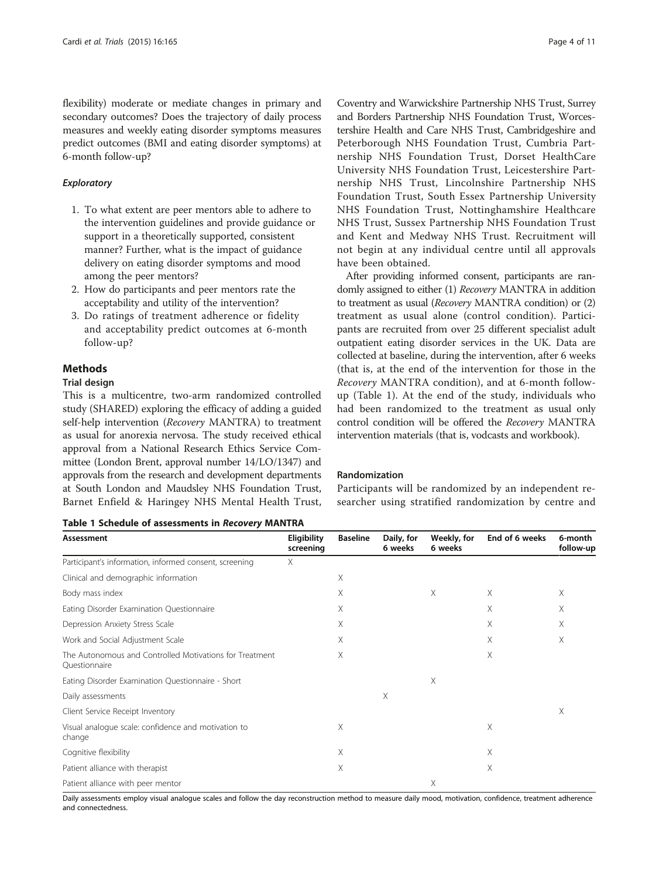flexibility) moderate or mediate changes in primary and secondary outcomes? Does the trajectory of daily process measures and weekly eating disorder symptoms measures predict outcomes (BMI and eating disorder symptoms) at 6-month follow-up?

#### *Exploratory*

1. To what extent are peer mentors able to adhere to the intervention guidelines and provide guidance or support in a theoretically supported, consistent manner? Further, what is the impact of guidance delivery on eating disorder symptoms and mood among the peer mentors?
2. How do participants and peer mentors rate the acceptability and utility of the intervention?
3. Do ratings of treatment adherence or fidelity and acceptability predict outcomes at 6-month follow-up?

## Methods

### Trial design

This is a multicentre, two-arm randomized controlled study (SHARED) exploring the efficacy of adding a guided self-help intervention (*Recovery* MANTRA) to treatment as usual for anorexia nervosa. The study received ethical approval from a National Research Ethics Service Committee (London Brent, approval number 14/LO/1347) and approvals from the research and development departments at South London and Maudsley NHS Foundation Trust, Barnet Enfield & Haringey NHS Mental Health Trust, Coventry and Warwickshire Partnership NHS Trust, Surrey and Borders Partnership NHS Foundation Trust, Worcestershire Health and Care NHS Trust, Cambridgeshire and Peterborough NHS Foundation Trust, Cumbria Partnership NHS Foundation Trust, Dorset HealthCare University NHS Foundation Trust, Leicestershire Partnership NHS Trust, Lincolnshire Partnership NHS Foundation Trust, South Essex Partnership University NHS Foundation Trust, Nottinghamshire Healthcare NHS Trust, Sussex Partnership NHS Foundation Trust and Kent and Medway NHS Trust. Recruitment will not begin at any individual centre until all approvals have been obtained.

After providing informed consent, participants are randomly assigned to either (1) *Recovery* MANTRA in addition to treatment as usual (*Recovery* MANTRA condition) or (2) treatment as usual alone (control condition). Participants are recruited from over 25 different specialist adult outpatient eating disorder services in the UK. Data are collected at baseline, during the intervention, after 6 weeks (that is, at the end of the intervention for those in the *Recovery* MANTRA condition), and at 6-month follow-up (Table 1). At the end of the study, individuals who had been randomized to the treatment as usual only control condition will be offered the *Recovery* MANTRA intervention materials (that is, vodcasts and workbook).

### Randomization

Participants will be randomized by an independent researcher using stratified randomization by centre and

**Table 1 Schedule of assessments in *Recovery* MANTRA**

| Assessment | Eligibility screening | Baseline | Daily, for 6 weeks | Weekly, for 6 weeks | End of 6 weeks | 6-month follow-up |
|---|---|---|---|---|---|---|
| Participant's information, informed consent, screening | X | | | | | |
| Clinical and demographic information | | X | | | | |
| Body mass index | | X | | X | X | X |
| Eating Disorder Examination Questionnaire | | X | | | X | X |
| Depression Anxiety Stress Scale | | X | | | X | X |
| Work and Social Adjustment Scale | | X | | | X | X |
| The Autonomous and Controlled Motivations for Treatment Questionnaire | | X | | | X | |
| Eating Disorder Examination Questionnaire - Short | | | | X | | |
| Daily assessments | | | X | | | |
| Client Service Receipt Inventory | | | | | | X |
| Visual analogue scale: confidence and motivation to change | | X | | | X | |
| Cognitive flexibility | | X | | | X | |
| Patient alliance with therapist | | X | | | X | |
| Patient alliance with peer mentor | | | | X | | |

Daily assessments employ visual analogue scales and follow the day reconstruction method to measure daily mood, motivation, confidence, treatment adherence and connectedness.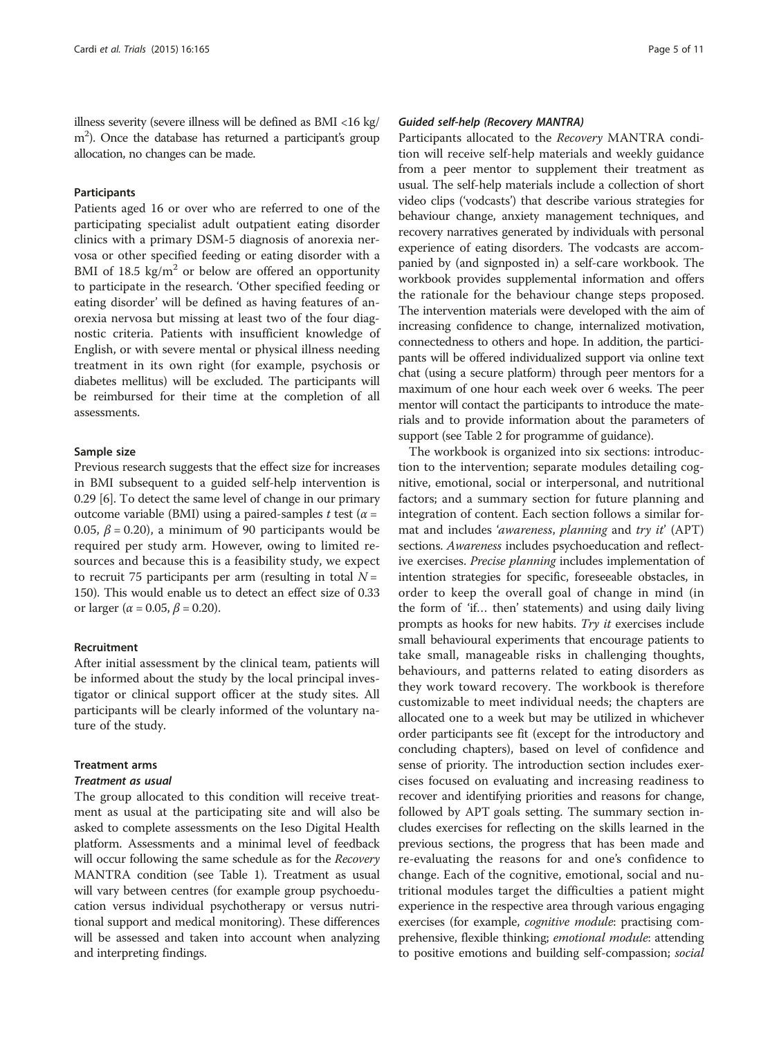illness severity (severe illness will be defined as BMI <16 kg/m$^2$). Once the database has returned a participant's group allocation, no changes can be made.

### Participants

Patients aged 16 or over who are referred to one of the participating specialist adult outpatient eating disorder clinics with a primary DSM-5 diagnosis of anorexia nervosa or other specified feeding or eating disorder with a BMI of 18.5 kg/m$^2$ or below are offered an opportunity to participate in the research. 'Other specified feeding or eating disorder' will be defined as having features of anorexia nervosa but missing at least two of the four diagnostic criteria. Patients with insufficient knowledge of English, or with severe mental or physical illness needing treatment in its own right (for example, psychosis or diabetes mellitus) will be excluded. The participants will be reimbursed for their time at the completion of all assessments.

### Sample size

Previous research suggests that the effect size for increases in BMI subsequent to a guided self-help intervention is 0.29 [6]. To detect the same level of change in our primary outcome variable (BMI) using a paired-samples *t* test ($\alpha = 0.05$, $\beta = 0.20$), a minimum of 90 participants would be required per study arm. However, owing to limited resources and because this is a feasibility study, we expect to recruit 75 participants per arm (resulting in total $N = 150$). This would enable us to detect an effect size of 0.33 or larger ($\alpha = 0.05$, $\beta = 0.20$).

### Recruitment

After initial assessment by the clinical team, patients will be informed about the study by the local principal investigator or clinical support officer at the study sites. All participants will be clearly informed of the voluntary nature of the study.

### Treatment arms

#### *Treatment as usual*

The group allocated to this condition will receive treatment as usual at the participating site and will also be asked to complete assessments on the Ieso Digital Health platform. Assessments and a minimal level of feedback will occur following the same schedule as for the *Recovery* MANTRA condition (see Table 1). Treatment as usual will vary between centres (for example group psychoeducation versus individual psychotherapy or versus nutritional support and medical monitoring). These differences will be assessed and taken into account when analyzing and interpreting findings.

#### *Guided self-help (Recovery MANTRA)*

Participants allocated to the *Recovery* MANTRA condition will receive self-help materials and weekly guidance from a peer mentor to supplement their treatment as usual. The self-help materials include a collection of short video clips ('vodcasts') that describe various strategies for behaviour change, anxiety management techniques, and recovery narratives generated by individuals with personal experience of eating disorders. The vodcasts are accompanied by (and signposted in) a self-care workbook. The workbook provides supplemental information and offers the rationale for the behaviour change steps proposed. The intervention materials were developed with the aim of increasing confidence to change, internalized motivation, connectedness to others and hope. In addition, the participants will be offered individualized support via online text chat (using a secure platform) through peer mentors for a maximum of one hour each week over 6 weeks. The peer mentor will contact the participants to introduce the materials and to provide information about the parameters of support (see Table 2 for programme of guidance).

The workbook is organized into six sections: introduction to the intervention; separate modules detailing cognitive, emotional, social or interpersonal, and nutritional factors; and a summary section for future planning and integration of content. Each section follows a similar format and includes '*awareness*, *planning* and *try it*' (APT) sections. *Awareness* includes psychoeducation and reflective exercises. *Precise planning* includes implementation of intention strategies for specific, foreseeable obstacles, in order to keep the overall goal of change in mind (in the form of 'if… then' statements) and using daily living prompts as hooks for new habits. *Try it* exercises include small behavioural experiments that encourage patients to take small, manageable risks in challenging thoughts, behaviours, and patterns related to eating disorders as they work toward recovery. The workbook is therefore customizable to meet individual needs; the chapters are allocated one to a week but may be utilized in whichever order participants see fit (except for the introductory and concluding chapters), based on level of confidence and sense of priority. The introduction section includes exercises focused on evaluating and increasing readiness to recover and identifying priorities and reasons for change, followed by APT goals setting. The summary section includes exercises for reflecting on the skills learned in the previous sections, the progress that has been made and re-evaluating the reasons for and one's confidence to change. Each of the cognitive, emotional, social and nutritional modules target the difficulties a patient might experience in the respective area through various engaging exercises (for example, *cognitive module*: practising comprehensive, flexible thinking; *emotional module*: attending to positive emotions and building self-compassion; *social*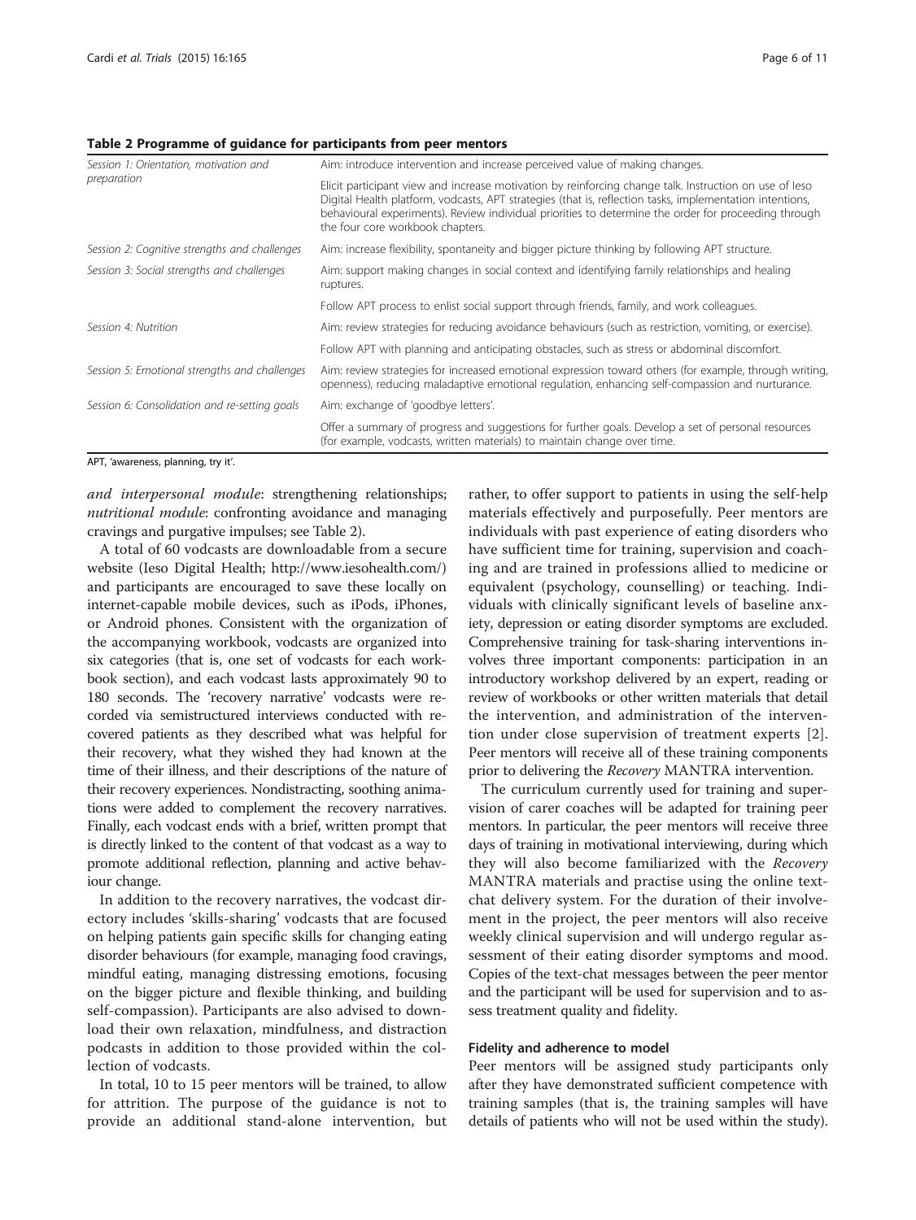**Table 2 Programme of guidance for participants from peer mentors**

| | |
|---|---|
| *Session 1: Orientation, motivation and preparation* | Aim: introduce intervention and increase perceived value of making changes. |
| | Elicit participant view and increase motivation by reinforcing change talk. Instruction on use of Ieso Digital Health platform, vodcasts, APT strategies (that is, reflection tasks, implementation intentions, behavioural experiments). Review individual priorities to determine the order for proceeding through the four core workbook chapters. |
| *Session 2: Cognitive strengths and challenges* | Aim: increase flexibility, spontaneity and bigger picture thinking by following APT structure. |
| *Session 3: Social strengths and challenges* | Aim: support making changes in social context and identifying family relationships and healing ruptures. |
| | Follow APT process to enlist social support through friends, family, and work colleagues. |
| *Session 4: Nutrition* | Aim: review strategies for reducing avoidance behaviours (such as restriction, vomiting, or exercise). |
| | Follow APT with planning and anticipating obstacles, such as stress or abdominal discomfort. |
| *Session 5: Emotional strengths and challenges* | Aim: review strategies for increased emotional expression toward others (for example, through writing, openness), reducing maladaptive emotional regulation, enhancing self-compassion and nurturance. |
| *Session 6: Consolidation and re-setting goals* | Aim: exchange of 'goodbye letters'. |
| | Offer a summary of progress and suggestions for further goals. Develop a set of personal resources (for example, vodcasts, written materials) to maintain change over time. |

APT, 'awareness, planning, try it'.

*and interpersonal module*: strengthening relationships; *nutritional module*: confronting avoidance and managing cravings and purgative impulses; see Table 2).

A total of 60 vodcasts are downloadable from a secure website (Ieso Digital Health; http://www.iesohealth.com/) and participants are encouraged to save these locally on internet-capable mobile devices, such as iPods, iPhones, or Android phones. Consistent with the organization of the accompanying workbook, vodcasts are organized into six categories (that is, one set of vodcasts for each workbook section), and each vodcast lasts approximately 90 to 180 seconds. The 'recovery narrative' vodcasts were recorded via semistructured interviews conducted with recovered patients as they described what was helpful for their recovery, what they wished they had known at the time of their illness, and their descriptions of the nature of their recovery experiences. Nondistracting, soothing animations were added to complement the recovery narratives. Finally, each vodcast ends with a brief, written prompt that is directly linked to the content of that vodcast as a way to promote additional reflection, planning and active behaviour change.

In addition to the recovery narratives, the vodcast directory includes 'skills-sharing' vodcasts that are focused on helping patients gain specific skills for changing eating disorder behaviours (for example, managing food cravings, mindful eating, managing distressing emotions, focusing on the bigger picture and flexible thinking, and building self-compassion). Participants are also advised to download their own relaxation, mindfulness, and distraction podcasts in addition to those provided within the collection of vodcasts.

In total, 10 to 15 peer mentors will be trained, to allow for attrition. The purpose of the guidance is not to provide an additional stand-alone intervention, but rather, to offer support to patients in using the self-help materials effectively and purposefully. Peer mentors are individuals with past experience of eating disorders who have sufficient time for training, supervision and coaching and are trained in professions allied to medicine or equivalent (psychology, counselling) or teaching. Individuals with clinically significant levels of baseline anxiety, depression or eating disorder symptoms are excluded. Comprehensive training for task-sharing interventions involves three important components: participation in an introductory workshop delivered by an expert, reading or review of workbooks or other written materials that detail the intervention, and administration of the intervention under close supervision of treatment experts [2]. Peer mentors will receive all of these training components prior to delivering the *Recovery* MANTRA intervention.

The curriculum currently used for training and supervision of carer coaches will be adapted for training peer mentors. In particular, the peer mentors will receive three days of training in motivational interviewing, during which they will also become familiarized with the *Recovery* MANTRA materials and practise using the online text-chat delivery system. For the duration of their involvement in the project, the peer mentors will also receive weekly clinical supervision and will undergo regular assessment of their eating disorder symptoms and mood. Copies of the text-chat messages between the peer mentor and the participant will be used for supervision and to assess treatment quality and fidelity.

#### Fidelity and adherence to model

Peer mentors will be assigned study participants only after they have demonstrated sufficient competence with training samples (that is, the training samples will have details of patients who will not be used within the study).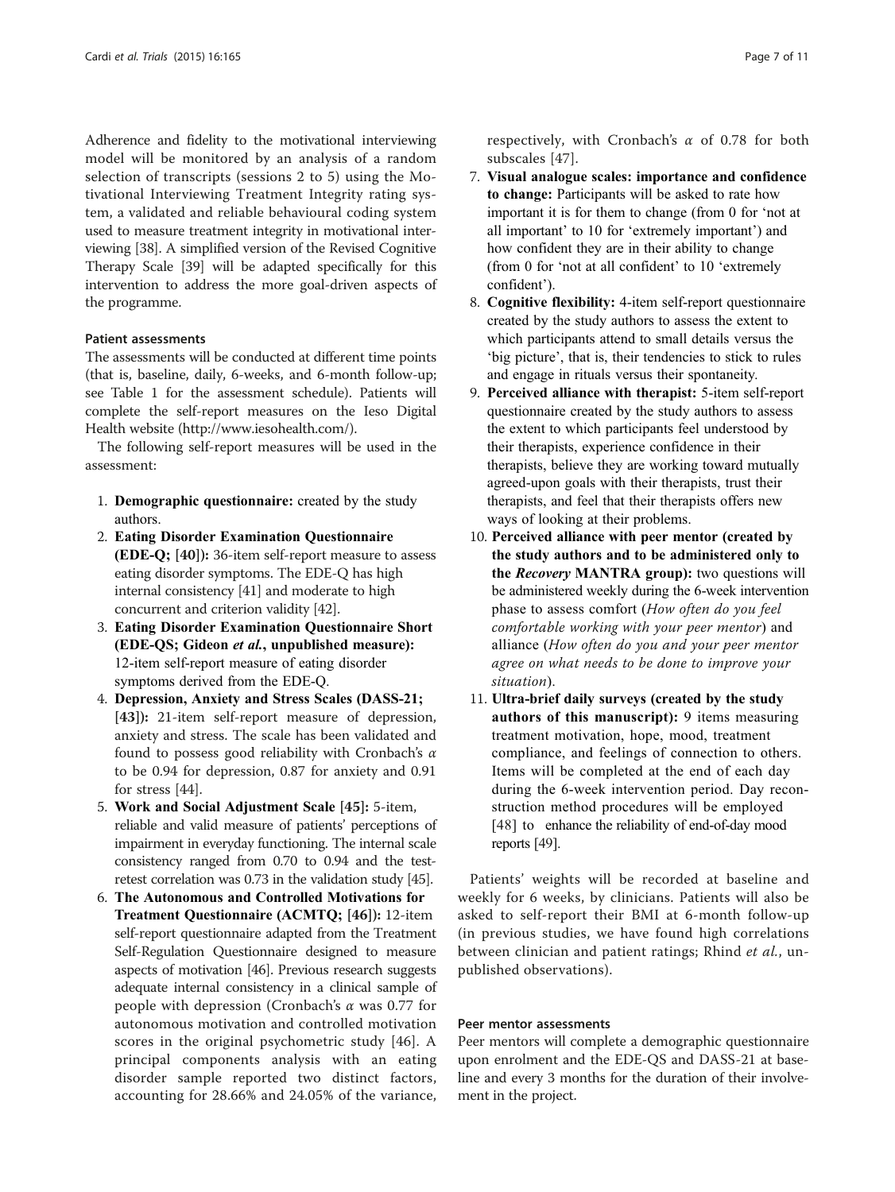Adherence and fidelity to the motivational interviewing model will be monitored by an analysis of a random selection of transcripts (sessions 2 to 5) using the Motivational Interviewing Treatment Integrity rating system, a validated and reliable behavioural coding system used to measure treatment integrity in motivational interviewing [38]. A simplified version of the Revised Cognitive Therapy Scale [39] will be adapted specifically for this intervention to address the more goal-driven aspects of the programme.

#### Patient assessments

The assessments will be conducted at different time points (that is, baseline, daily, 6-weeks, and 6-month follow-up; see Table 1 for the assessment schedule). Patients will complete the self-report measures on the Ieso Digital Health website (http://www.iesohealth.com/).

The following self-report measures will be used in the assessment:

1. **Demographic questionnaire:** created by the study authors.
2. **Eating Disorder Examination Questionnaire (EDE-Q; [40]):** 36-item self-report measure to assess eating disorder symptoms. The EDE-Q has high internal consistency [41] and moderate to high concurrent and criterion validity [42].
3. **Eating Disorder Examination Questionnaire Short (EDE-QS; Gideon *et al.*, unpublished measure):** 12-item self-report measure of eating disorder symptoms derived from the EDE-Q.
4. **Depression, Anxiety and Stress Scales (DASS-21; [43]):** 21-item self-report measure of depression, anxiety and stress. The scale has been validated and found to possess good reliability with Cronbach's $\alpha$ to be 0.94 for depression, 0.87 for anxiety and 0.91 for stress [44].
5. **Work and Social Adjustment Scale [45]:** 5-item, reliable and valid measure of patients' perceptions of impairment in everyday functioning. The internal scale consistency ranged from 0.70 to 0.94 and the test-retest correlation was 0.73 in the validation study [45].
6. **The Autonomous and Controlled Motivations for Treatment Questionnaire (ACMTQ; [46]):** 12-item self-report questionnaire adapted from the Treatment Self-Regulation Questionnaire designed to measure aspects of motivation [46]. Previous research suggests adequate internal consistency in a clinical sample of people with depression (Cronbach's $\alpha$ was 0.77 for autonomous motivation and controlled motivation scores in the original psychometric study [46]. A principal components analysis with an eating disorder sample reported two distinct factors, accounting for 28.66% and 24.05% of the variance, respectively, with Cronbach's $\alpha$ of 0.78 for both subscales [47].
7. **Visual analogue scales: importance and confidence to change:** Participants will be asked to rate how important it is for them to change (from 0 for 'not at all important' to 10 for 'extremely important') and how confident they are in their ability to change (from 0 for 'not at all confident' to 10 'extremely confident').
8. **Cognitive flexibility:** 4-item self-report questionnaire created by the study authors to assess the extent to which participants attend to small details versus the 'big picture', that is, their tendencies to stick to rules and engage in rituals versus their spontaneity.
9. **Perceived alliance with therapist:** 5-item self-report questionnaire created by the study authors to assess the extent to which participants feel understood by their therapists, experience confidence in their therapists, believe they are working toward mutually agreed-upon goals with their therapists, trust their therapists, and feel that their therapists offers new ways of looking at their problems.
10. **Perceived alliance with peer mentor (created by the study authors and to be administered only to the *Recovery* MANTRA group):** two questions will be administered weekly during the 6-week intervention phase to assess comfort (*How often do you feel comfortable working with your peer mentor*) and alliance (*How often do you and your peer mentor agree on what needs to be done to improve your situation*).
11. **Ultra-brief daily surveys (created by the study authors of this manuscript):** 9 items measuring treatment motivation, hope, mood, treatment compliance, and feelings of connection to others. Items will be completed at the end of each day during the 6-week intervention period. Day reconstruction method procedures will be employed [48] to enhance the reliability of end-of-day mood reports [49].

Patients' weights will be recorded at baseline and weekly for 6 weeks, by clinicians. Patients will also be asked to self-report their BMI at 6-month follow-up (in previous studies, we have found high correlations between clinician and patient ratings; Rhind *et al.*, unpublished observations).

#### Peer mentor assessments

Peer mentors will complete a demographic questionnaire upon enrolment and the EDE-QS and DASS-21 at baseline and every 3 months for the duration of their involvement in the project.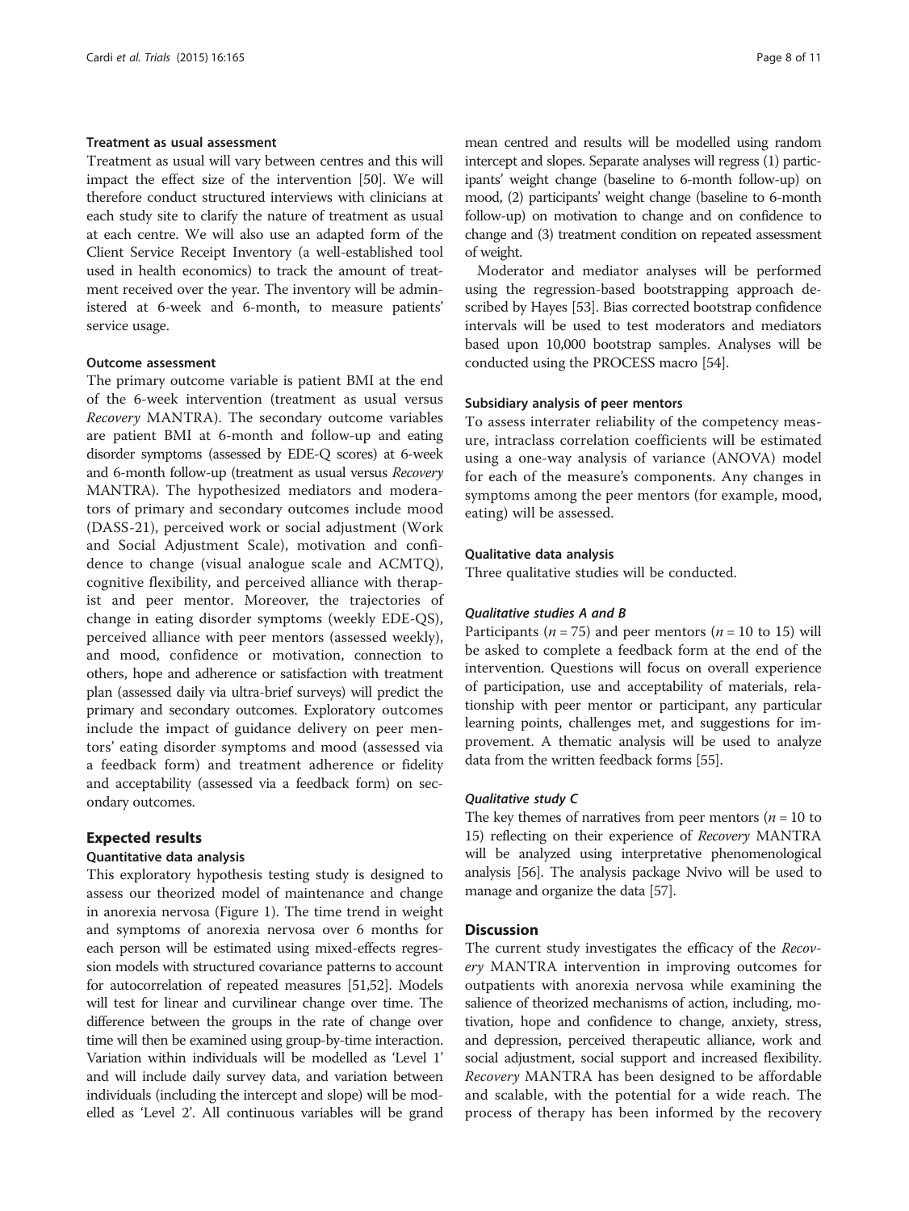#### Treatment as usual assessment

Treatment as usual will vary between centres and this will impact the effect size of the intervention [50]. We will therefore conduct structured interviews with clinicians at each study site to clarify the nature of treatment as usual at each centre. We will also use an adapted form of the Client Service Receipt Inventory (a well-established tool used in health economics) to track the amount of treatment received over the year. The inventory will be administered at 6-week and 6-month, to measure patients' service usage.

#### Outcome assessment

The primary outcome variable is patient BMI at the end of the 6-week intervention (treatment as usual versus *Recovery* MANTRA). The secondary outcome variables are patient BMI at 6-month and follow-up and eating disorder symptoms (assessed by EDE-Q scores) at 6-week and 6-month follow-up (treatment as usual versus *Recovery* MANTRA). The hypothesized mediators and moderators of primary and secondary outcomes include mood (DASS-21), perceived work or social adjustment (Work and Social Adjustment Scale), motivation and confidence to change (visual analogue scale and ACMTQ), cognitive flexibility, and perceived alliance with therapist and peer mentor. Moreover, the trajectories of change in eating disorder symptoms (weekly EDE-QS), perceived alliance with peer mentors (assessed weekly), and mood, confidence or motivation, connection to others, hope and adherence or satisfaction with treatment plan (assessed daily via ultra-brief surveys) will predict the primary and secondary outcomes. Exploratory outcomes include the impact of guidance delivery on peer mentors' eating disorder symptoms and mood (assessed via a feedback form) and treatment adherence or fidelity and acceptability (assessed via a feedback form) on secondary outcomes.

## Expected results

#### Quantitative data analysis

This exploratory hypothesis testing study is designed to assess our theorized model of maintenance and change in anorexia nervosa (Figure 1). The time trend in weight and symptoms of anorexia nervosa over 6 months for each person will be estimated using mixed-effects regression models with structured covariance patterns to account for autocorrelation of repeated measures [51,52]. Models will test for linear and curvilinear change over time. The difference between the groups in the rate of change over time will then be examined using group-by-time interaction. Variation within individuals will be modelled as 'Level 1' and will include daily survey data, and variation between individuals (including the intercept and slope) will be modelled as 'Level 2'. All continuous variables will be grand mean centred and results will be modelled using random intercept and slopes. Separate analyses will regress (1) participants' weight change (baseline to 6-month follow-up) on mood, (2) participants' weight change (baseline to 6-month follow-up) on motivation to change and on confidence to change and (3) treatment condition on repeated assessment of weight.

Moderator and mediator analyses will be performed using the regression-based bootstrapping approach described by Hayes [53]. Bias corrected bootstrap confidence intervals will be used to test moderators and mediators based upon 10,000 bootstrap samples. Analyses will be conducted using the PROCESS macro [54].

#### Subsidiary analysis of peer mentors

To assess interrater reliability of the competency measure, intraclass correlation coefficients will be estimated using a one-way analysis of variance (ANOVA) model for each of the measure's components. Any changes in symptoms among the peer mentors (for example, mood, eating) will be assessed.

#### Qualitative data analysis

Three qualitative studies will be conducted.

##### *Qualitative studies A and B*

Participants ($n = 75$) and peer mentors ($n = 10$ to 15) will be asked to complete a feedback form at the end of the intervention. Questions will focus on overall experience of participation, use and acceptability of materials, relationship with peer mentor or participant, any particular learning points, challenges met, and suggestions for improvement. A thematic analysis will be used to analyze data from the written feedback forms [55].

##### *Qualitative study C*

The key themes of narratives from peer mentors ($n = 10$ to 15) reflecting on their experience of *Recovery* MANTRA will be analyzed using interpretative phenomenological analysis [56]. The analysis package Nvivo will be used to manage and organize the data [57].

## Discussion

The current study investigates the efficacy of the *Recovery* MANTRA intervention in improving outcomes for outpatients with anorexia nervosa while examining the salience of theorized mechanisms of action, including, motivation, hope and confidence to change, anxiety, stress, and depression, perceived therapeutic alliance, work and social adjustment, social support and increased flexibility. *Recovery* MANTRA has been designed to be affordable and scalable, with the potential for a wide reach. The process of therapy has been informed by the recovery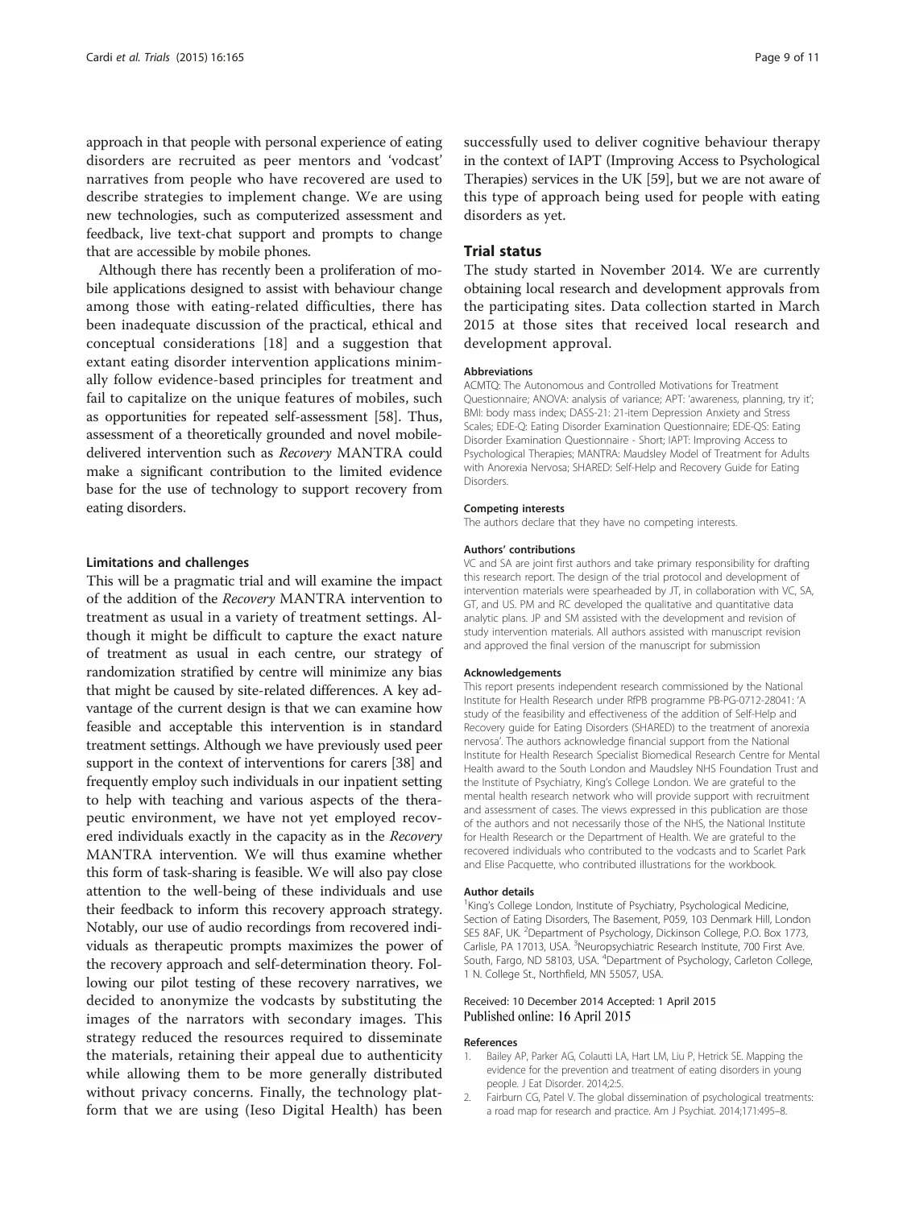approach in that people with personal experience of eating disorders are recruited as peer mentors and 'vodcast' narratives from people who have recovered are used to describe strategies to implement change. We are using new technologies, such as computerized assessment and feedback, live text-chat support and prompts to change that are accessible by mobile phones.

Although there has recently been a proliferation of mobile applications designed to assist with behaviour change among those with eating-related difficulties, there has been inadequate discussion of the practical, ethical and conceptual considerations [18] and a suggestion that extant eating disorder intervention applications minimally follow evidence-based principles for treatment and fail to capitalize on the unique features of mobiles, such as opportunities for repeated self-assessment [58]. Thus, assessment of a theoretically grounded and novel mobile-delivered intervention such as *Recovery* MANTRA could make a significant contribution to the limited evidence base for the use of technology to support recovery from eating disorders.

#### Limitations and challenges

This will be a pragmatic trial and will examine the impact of the addition of the *Recovery* MANTRA intervention to treatment as usual in a variety of treatment settings. Although it might be difficult to capture the exact nature of treatment as usual in each centre, our strategy of randomization stratified by centre will minimize any bias that might be caused by site-related differences. A key advantage of the current design is that we can examine how feasible and acceptable this intervention is in standard treatment settings. Although we have previously used peer support in the context of interventions for carers [38] and frequently employ such individuals in our inpatient setting to help with teaching and various aspects of the therapeutic environment, we have not yet employed recovered individuals exactly in the capacity as in the *Recovery* MANTRA intervention. We will thus examine whether this form of task-sharing is feasible. We will also pay close attention to the well-being of these individuals and use their feedback to inform this recovery approach strategy. Notably, our use of audio recordings from recovered individuals as therapeutic prompts maximizes the power of the recovery approach and self-determination theory. Following our pilot testing of these recovery narratives, we decided to anonymize the vodcasts by substituting the images of the narrators with secondary images. This strategy reduced the resources required to disseminate the materials, retaining their appeal due to authenticity while allowing them to be more generally distributed without privacy concerns. Finally, the technology platform that we are using (Ieso Digital Health) has been successfully used to deliver cognitive behaviour therapy in the context of IAPT (Improving Access to Psychological Therapies) services in the UK [59], but we are not aware of this type of approach being used for people with eating disorders as yet.

## Trial status

The study started in November 2014. We are currently obtaining local research and development approvals from the participating sites. Data collection started in March 2015 at those sites that received local research and development approval.

#### Abbreviations

ACMTQ: The Autonomous and Controlled Motivations for Treatment Questionnaire; ANOVA: analysis of variance; APT: 'awareness, planning, try it'; BMI: body mass index; DASS-21: 21-item Depression Anxiety and Stress Scales; EDE-Q: Eating Disorder Examination Questionnaire; EDE-QS: Eating Disorder Examination Questionnaire - Short; IAPT: Improving Access to Psychological Therapies; MANTRA: Maudsley Model of Treatment for Adults with Anorexia Nervosa; SHARED: Self-Help and Recovery Guide for Eating Disorders.

#### Competing interests

The authors declare that they have no competing interests.

#### Authors' contributions

VC and SA are joint first authors and take primary responsibility for drafting this research report. The design of the trial protocol and development of intervention materials were spearheaded by JT, in collaboration with VC, SA, GT, and US. PM and RC developed the qualitative and quantitative data analytic plans. JP and SM assisted with the development and revision of study intervention materials. All authors assisted with manuscript revision and approved the final version of the manuscript for submission

#### Acknowledgements

This report presents independent research commissioned by the National Institute for Health Research under RfPB programme PB-PG-0712-28041: 'A study of the feasibility and effectiveness of the addition of Self-Help and Recovery guide for Eating Disorders (SHARED) to the treatment of anorexia nervosa'. The authors acknowledge financial support from the National Institute for Health Research Specialist Biomedical Research Centre for Mental Health award to the South London and Maudsley NHS Foundation Trust and the Institute of Psychiatry, King's College London. We are grateful to the mental health research network who will provide support with recruitment and assessment of cases. The views expressed in this publication are those of the authors and not necessarily those of the NHS, the National Institute for Health Research or the Department of Health. We are grateful to the recovered individuals who contributed to the vodcasts and to Scarlet Park and Elise Pacquette, who contributed illustrations for the workbook.

#### Author details

[1]King's College London, Institute of Psychiatry, Psychological Medicine, Section of Eating Disorders, The Basement, P059, 103 Denmark Hill, London SE5 8AF, UK. [2]Department of Psychology, Dickinson College, P.O. Box 1773, Carlisle, PA 17013, USA. [3]Neuropsychiatric Research Institute, 700 First Ave. South, Fargo, ND 58103, USA. [4]Department of Psychology, Carleton College, 1 N. College St., Northfield, MN 55057, USA.

Received: 10 December 2014 Accepted: 1 April 2015
Published online: 16 April 2015

#### References

1. Bailey AP, Parker AG, Colautti LA, Hart LM, Liu P, Hetrick SE. Mapping the evidence for the prevention and treatment of eating disorders in young people. J Eat Disorder. 2014;2:5.
2. Fairburn CG, Patel V. The global dissemination of psychological treatments: a road map for research and practice. Am J Psychiat. 2014;171:495–8.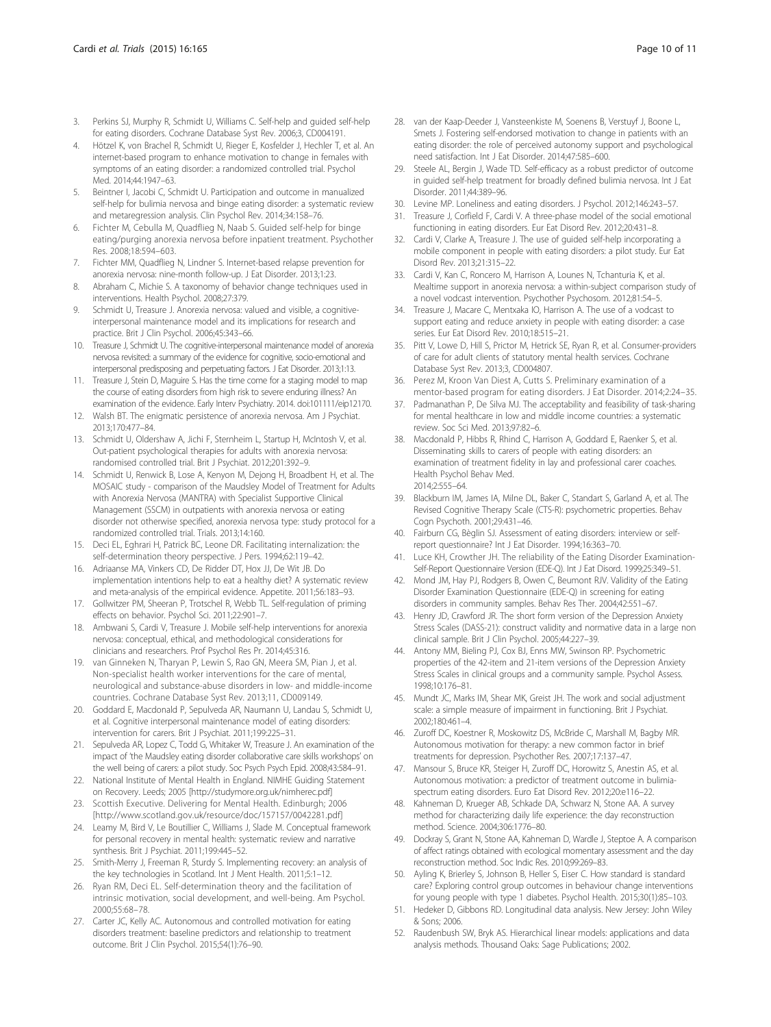3. Perkins SJ, Murphy R, Schmidt U, Williams C. Self-help and guided self-help for eating disorders. Cochrane Database Syst Rev. 2006;3, CD004191.
4. Hötzel K, von Brachel R, Schmidt U, Rieger E, Kosfelder J, Hechler T, et al. An internet-based program to enhance motivation to change in females with symptoms of an eating disorder: a randomized controlled trial. Psychol Med. 2014;44:1947–63.
5. Beintner I, Jacobi C, Schmidt U. Participation and outcome in manualized self-help for bulimia nervosa and binge eating disorder: a systematic review and metaregression analysis. Clin Psychol Rev. 2014;34:158–76.
6. Fichter M, Cebulla M, Quadflieg N, Naab S. Guided self-help for binge eating/purging anorexia nervosa before inpatient treatment. Psychother Res. 2008;18:594–603.
7. Fichter MM, Quadflieg N, Lindner S. Internet-based relapse prevention for anorexia nervosa: nine-month follow-up. J Eat Disorder. 2013;1:23.
8. Abraham C, Michie S. A taxonomy of behavior change techniques used in interventions. Health Psychol. 2008;27:379.
9. Schmidt U, Treasure J. Anorexia nervosa: valued and visible, a cognitive-interpersonal maintenance model and its implications for research and practice. Brit J Clin Psychol. 2006;45:343–66.
10. Treasure J, Schmidt U. The cognitive-interpersonal maintenance model of anorexia nervosa revisited: a summary of the evidence for cognitive, socio-emotional and interpersonal predisposing and perpetuating factors. J Eat Disorder. 2013;1:13.
11. Treasure J, Stein D, Maguire S. Has the time come for a staging model to map the course of eating disorders from high risk to severe enduring illness? An examination of the evidence. Early Interv Psychiatry. 2014. doi:101111/eip12170.
12. Walsh BT. The enigmatic persistence of anorexia nervosa. Am J Psychiat. 2013;170:477–84.
13. Schmidt U, Oldershaw A, Jichi F, Sternheim L, Startup H, McIntosh V, et al. Out-patient psychological therapies for adults with anorexia nervosa: randomised controlled trial. Brit J Psychiat. 2012;201:392–9.
14. Schmidt U, Renwick B, Lose A, Kenyon M, Dejong H, Broadbent H, et al. The MOSAIC study - comparison of the Maudsley Model of Treatment for Adults with Anorexia Nervosa (MANTRA) with Specialist Supportive Clinical Management (SSCM) in outpatients with anorexia nervosa or eating disorder not otherwise specified, anorexia nervosa type: study protocol for a randomized controlled trial. Trials. 2013;14:160.
15. Deci EL, Eghrari H, Patrick BC, Leone DR. Facilitating internalization: the self-determination theory perspective. J Pers. 1994;62:119–42.
16. Adriaanse MA, Vinkers CD, De Ridder DT, Hox JJ, De Wit JB. Do implementation intentions help to eat a healthy diet? A systematic review and meta-analysis of the empirical evidence. Appetite. 2011;56:183–93.
17. Gollwitzer PM, Sheeran P, Trotschel R, Webb TL. Self-regulation of priming effects on behavior. Psychol Sci. 2011;22:901–7.
18. Ambwani S, Cardi V, Treasure J. Mobile self-help interventions for anorexia nervosa: conceptual, ethical, and methodological considerations for clinicians and researchers. Prof Psychol Res Pr. 2014;45:316.
19. van Ginneken N, Tharyan P, Lewin S, Rao GN, Meera SM, Pian J, et al. Non-specialist health worker interventions for the care of mental, neurological and substance-abuse disorders in low- and middle-income countries. Cochrane Database Syst Rev. 2013;11, CD009149.
20. Goddard E, Macdonald P, Sepulveda AR, Naumann U, Landau S, Schmidt U, et al. Cognitive interpersonal maintenance model of eating disorders: intervention for carers. Brit J Psychiat. 2011;199:225–31.
21. Sepulveda AR, Lopez C, Todd G, Whitaker W, Treasure J. An examination of the impact of 'the Maudsley eating disorder collaborative care skills workshops' on the well being of carers: a pilot study. Soc Psych Psych Epid. 2008;43:584–91.
22. National Institute of Mental Health in England. NIMHE Guiding Statement on Recovery. Leeds; 2005 [http://studymore.org.uk/nimherec.pdf]
23. Scottish Executive. Delivering for Mental Health. Edinburgh; 2006 [http://www.scotland.gov.uk/resource/doc/157157/0042281.pdf]
24. Leamy M, Bird V, Le Boutillier C, Williams J, Slade M. Conceptual framework for personal recovery in mental health: systematic review and narrative synthesis. Brit J Psychiat. 2011;199:445–52.
25. Smith-Merry J, Freeman R, Sturdy S. Implementing recovery: an analysis of the key technologies in Scotland. Int J Ment Health. 2011;5:1–12.
26. Ryan RM, Deci EL. Self-determination theory and the facilitation of intrinsic motivation, social development, and well-being. Am Psychol. 2000;55:68–78.
27. Carter JC, Kelly AC. Autonomous and controlled motivation for eating disorders treatment: baseline predictors and relationship to treatment outcome. Brit J Clin Psychol. 2015;54(1):76–90.
28. van der Kaap-Deeder J, Vansteenkiste M, Soenens B, Verstuyf J, Boone L, Smets J. Fostering self-endorsed motivation to change in patients with an eating disorder: the role of perceived autonomy support and psychological need satisfaction. Int J Eat Disorder. 2014;47:585–600.
29. Steele AL, Bergin J, Wade TD. Self-efficacy as a robust predictor of outcome in guided self-help treatment for broadly defined bulimia nervosa. Int J Eat Disorder. 2011;44:389–96.
30. Levine MP. Loneliness and eating disorders. J Psychol. 2012;146:243–57.
31. Treasure J, Corfield F, Cardi V. A three-phase model of the social emotional functioning in eating disorders. Eur Eat Disord Rev. 2012;20:431–8.
32. Cardi V, Clarke A, Treasure J. The use of guided self-help incorporating a mobile component in people with eating disorders: a pilot study. Eur Eat Disord Rev. 2013;21:315–22.
33. Cardi V, Kan C, Roncero M, Harrison A, Lounes N, Tchanturia K, et al. Mealtime support in anorexia nervosa: a within-subject comparison study of a novel vodcast intervention. Psychother Psychosom. 2012;81:54–5.
34. Treasure J, Macare C, Mentxaka IO, Harrison A. The use of a vodcast to support eating and reduce anxiety in people with eating disorder: a case series. Eur Eat Disord Rev. 2010;18:515–21.
35. Pitt V, Lowe D, Hill S, Prictor M, Hetrick SE, Ryan R, et al. Consumer-providers of care for adult clients of statutory mental health services. Cochrane Database Syst Rev. 2013;3, CD004807.
36. Perez M, Kroon Van Diest A, Cutts S. Preliminary examination of a mentor-based program for eating disorders. J Eat Disorder. 2014;2:24–35.
37. Padmanathan P, De Silva MJ. The acceptability and feasibility of task-sharing for mental healthcare in low and middle income countries: a systematic review. Soc Sci Med. 2013;97:82–6.
38. Macdonald P, Hibbs R, Rhind C, Harrison A, Goddard E, Raenker S, et al. Disseminating skills to carers of people with eating disorders: an examination of treatment fidelity in lay and professional carer coaches. Health Psychol Behav Med. 2014;2:555–64.
39. Blackburn IM, James IA, Milne DL, Baker C, Standart S, Garland A, et al. The Revised Cognitive Therapy Scale (CTS-R): psychometric properties. Behav Cogn Psychoth. 2001;29:431–46.
40. Fairburn CG, Bèglin SJ. Assessment of eating disorders: interview or self-report questionnaire? Int J Eat Disorder. 1994;16:363–70.
41. Luce KH, Crowther JH. The reliability of the Eating Disorder Examination-Self-Report Questionnaire Version (EDE-Q). Int J Eat Disord. 1999;25:349–51.
42. Mond JM, Hay PJ, Rodgers B, Owen C, Beumont RJV. Validity of the Eating Disorder Examination Questionnaire (EDE-Q) in screening for eating disorders in community samples. Behav Res Ther. 2004;42:551–67.
43. Henry JD, Crawford JR. The short form version of the Depression Anxiety Stress Scales (DASS-21): construct validity and normative data in a large non clinical sample. Brit J Clin Psychol. 2005;44:227–39.
44. Antony MM, Bieling PJ, Cox BJ, Enns MW, Swinson RP. Psychometric properties of the 42-item and 21-item versions of the Depression Anxiety Stress Scales in clinical groups and a community sample. Psychol Assess. 1998;10:176–81.
45. Mundt JC, Marks IM, Shear MK, Greist JH. The work and social adjustment scale: a simple measure of impairment in functioning. Brit J Psychiat. 2002;180:461–4.
46. Zuroff DC, Koestner R, Moskowitz DS, McBride C, Marshall M, Bagby MR. Autonomous motivation for therapy: a new common factor in brief treatments for depression. Psychother Res. 2007;17:137–47.
47. Mansour S, Bruce KR, Steiger H, Zuroff DC, Horowitz S, Anestin AS, et al. Autonomous motivation: a predictor of treatment outcome in bulimia-spectrum eating disorders. Euro Eat Disord Rev. 2012;20:e116–22.
48. Kahneman D, Krueger AB, Schkade DA, Schwarz N, Stone AA. A survey method for characterizing daily life experience: the day reconstruction method. Science. 2004;306:1776–80.
49. Dockray S, Grant N, Stone AA, Kahneman D, Wardle J, Steptoe A. A comparison of affect ratings obtained with ecological momentary assessment and the day reconstruction method. Soc Indic Res. 2010;99:269–83.
50. Ayling K, Brierley S, Johnson B, Heller S, Eiser C. How standard is standard care? Exploring control group outcomes in behaviour change interventions for young people with type 1 diabetes. Psychol Health. 2015;30(1):85–103.
51. Hedeker D, Gibbons RD. Longitudinal data analysis. New Jersey: John Wiley & Sons; 2006.
52. Raudenbush SW, Bryk AS. Hierarchical linear models: applications and data analysis methods. Thousand Oaks: Sage Publications; 2002.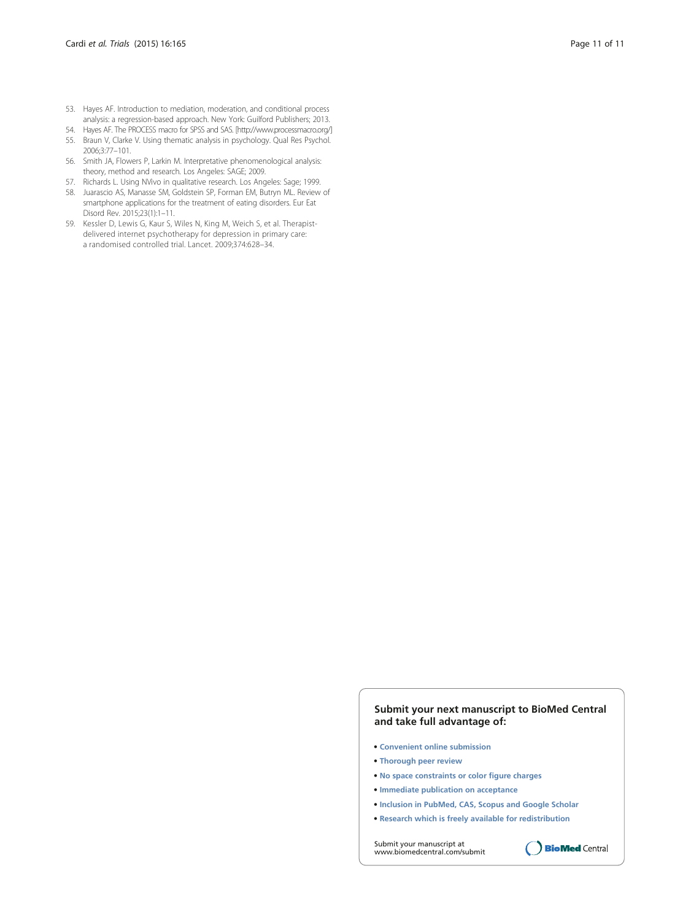53. Hayes AF. Introduction to mediation, moderation, and conditional process analysis: a regression-based approach. New York: Guilford Publishers; 2013.
54. Hayes AF. The PROCESS macro for SPSS and SAS. [http://www.processmacro.org/]
55. Braun V, Clarke V. Using thematic analysis in psychology. Qual Res Psychol. 2006;3:77–101.
56. Smith JA, Flowers P, Larkin M. Interpretative phenomenological analysis: theory, method and research. Los Angeles: SAGE; 2009.
57. Richards L. Using NVivo in qualitative research. Los Angeles: Sage; 1999.
58. Juarascio AS, Manasse SM, Goldstein SP, Forman EM, Butryn ML. Review of smartphone applications for the treatment of eating disorders. Eur Eat Disord Rev. 2015;23(1):1–11.
59. Kessler D, Lewis G, Kaur S, Wiles N, King M, Weich S, et al. Therapist-delivered internet psychotherapy for depression in primary care: a randomised controlled trial. Lancet. 2009;374:628–34.

**Submit your next manuscript to BioMed Central and take full advantage of:**

- **Convenient online submission**
- **Thorough peer review**
- **No space constraints or color figure charges**
- **Immediate publication on acceptance**
- **Inclusion in PubMed, CAS, Scopus and Google Scholar**
- **Research which is freely available for redistribution**

Submit your manuscript at www.biomedcentral.com/submit

BioMed Central